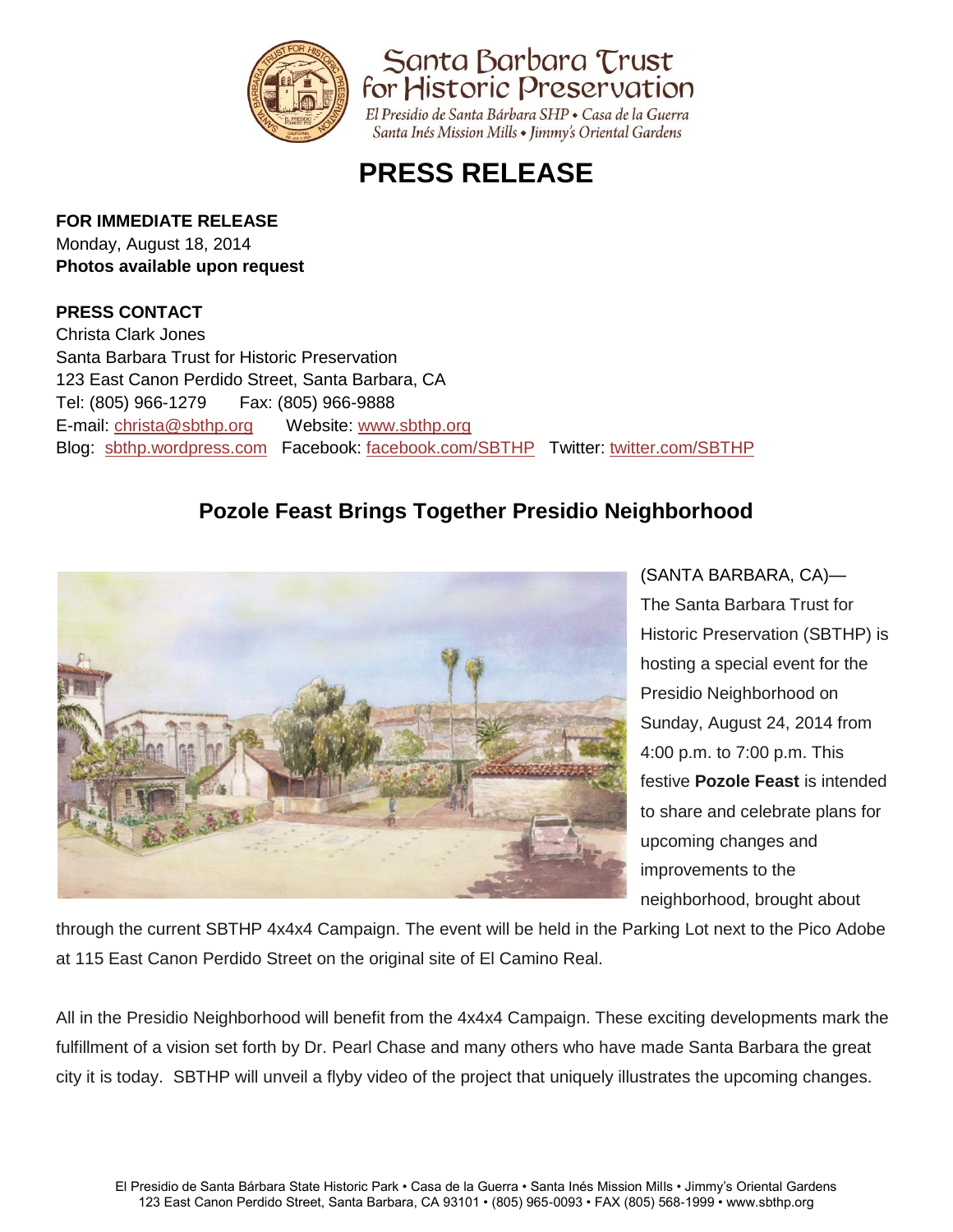Santa Barbara Trust for Historic Preservation

*El Presidio de Santa Bárbara SHP • Casa de la Guerra*
*Santa Inés Mission Mills • Jimmy's Oriental Gardens*

# PRESS RELEASE

**FOR IMMEDIATE RELEASE**
Monday, August 18, 2014
**Photos available upon request**

**PRESS CONTACT**
Christa Clark Jones
Santa Barbara Trust for Historic Preservation
123 East Canon Perdido Street, Santa Barbara, CA
Tel: (805) 966-1279  Fax: (805) 966-9888
E-mail: christa@sbthp.org  Website: www.sbthp.org
Blog: sbthp.wordpress.com  Facebook: facebook.com/SBTHP  Twitter: twitter.com/SBTHP

## Pozole Feast Brings Together Presidio Neighborhood

(SANTA BARBARA, CA)—The Santa Barbara Trust for Historic Preservation (SBTHP) is hosting a special event for the Presidio Neighborhood on Sunday, August 24, 2014 from 4:00 p.m. to 7:00 p.m. This festive **Pozole Feast** is intended to share and celebrate plans for upcoming changes and improvements to the neighborhood, brought about through the current SBTHP 4x4x4 Campaign. The event will be held in the Parking Lot next to the Pico Adobe at 115 East Canon Perdido Street on the original site of El Camino Real.

All in the Presidio Neighborhood will benefit from the 4x4x4 Campaign. These exciting developments mark the fulfillment of a vision set forth by Dr. Pearl Chase and many others who have made Santa Barbara the great city it is today. SBTHP will unveil a flyby video of the project that uniquely illustrates the upcoming changes.

El Presidio de Santa Bárbara State Historic Park • Casa de la Guerra • Santa Inés Mission Mills • Jimmy's Oriental Gardens
123 East Canon Perdido Street, Santa Barbara, CA 93101 • (805) 965-0093 • FAX (805) 568-1999 • www.sbthp.org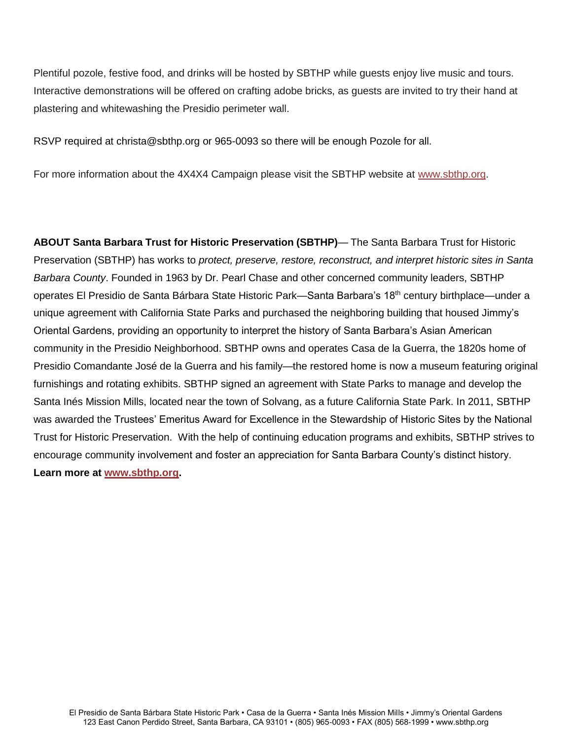Plentiful pozole, festive food, and drinks will be hosted by SBTHP while guests enjoy live music and tours. Interactive demonstrations will be offered on crafting adobe bricks, as guests are invited to try their hand at plastering and whitewashing the Presidio perimeter wall.

RSVP required at christa@sbthp.org or 965-0093 so there will be enough Pozole for all.

For more information about the 4X4X4 Campaign please visit the SBTHP website at www.sbthp.org.

**ABOUT Santa Barbara Trust for Historic Preservation (SBTHP)**— The Santa Barbara Trust for Historic Preservation (SBTHP) has works to *protect, preserve, restore, reconstruct, and interpret historic sites in Santa Barbara County*. Founded in 1963 by Dr. Pearl Chase and other concerned community leaders, SBTHP operates El Presidio de Santa Bárbara State Historic Park—Santa Barbara's 18th century birthplace—under a unique agreement with California State Parks and purchased the neighboring building that housed Jimmy's Oriental Gardens, providing an opportunity to interpret the history of Santa Barbara's Asian American community in the Presidio Neighborhood. SBTHP owns and operates Casa de la Guerra, the 1820s home of Presidio Comandante José de la Guerra and his family—the restored home is now a museum featuring original furnishings and rotating exhibits. SBTHP signed an agreement with State Parks to manage and develop the Santa Inés Mission Mills, located near the town of Solvang, as a future California State Park. In 2011, SBTHP was awarded the Trustees' Emeritus Award for Excellence in the Stewardship of Historic Sites by the National Trust for Historic Preservation. With the help of continuing education programs and exhibits, SBTHP strives to encourage community involvement and foster an appreciation for Santa Barbara County's distinct history. **Learn more at www.sbthp.org.**

El Presidio de Santa Bárbara State Historic Park • Casa de la Guerra • Santa Inés Mission Mills • Jimmy's Oriental Gardens
123 East Canon Perdido Street, Santa Barbara, CA 93101 • (805) 965-0093 • FAX (805) 568-1999 • www.sbthp.org